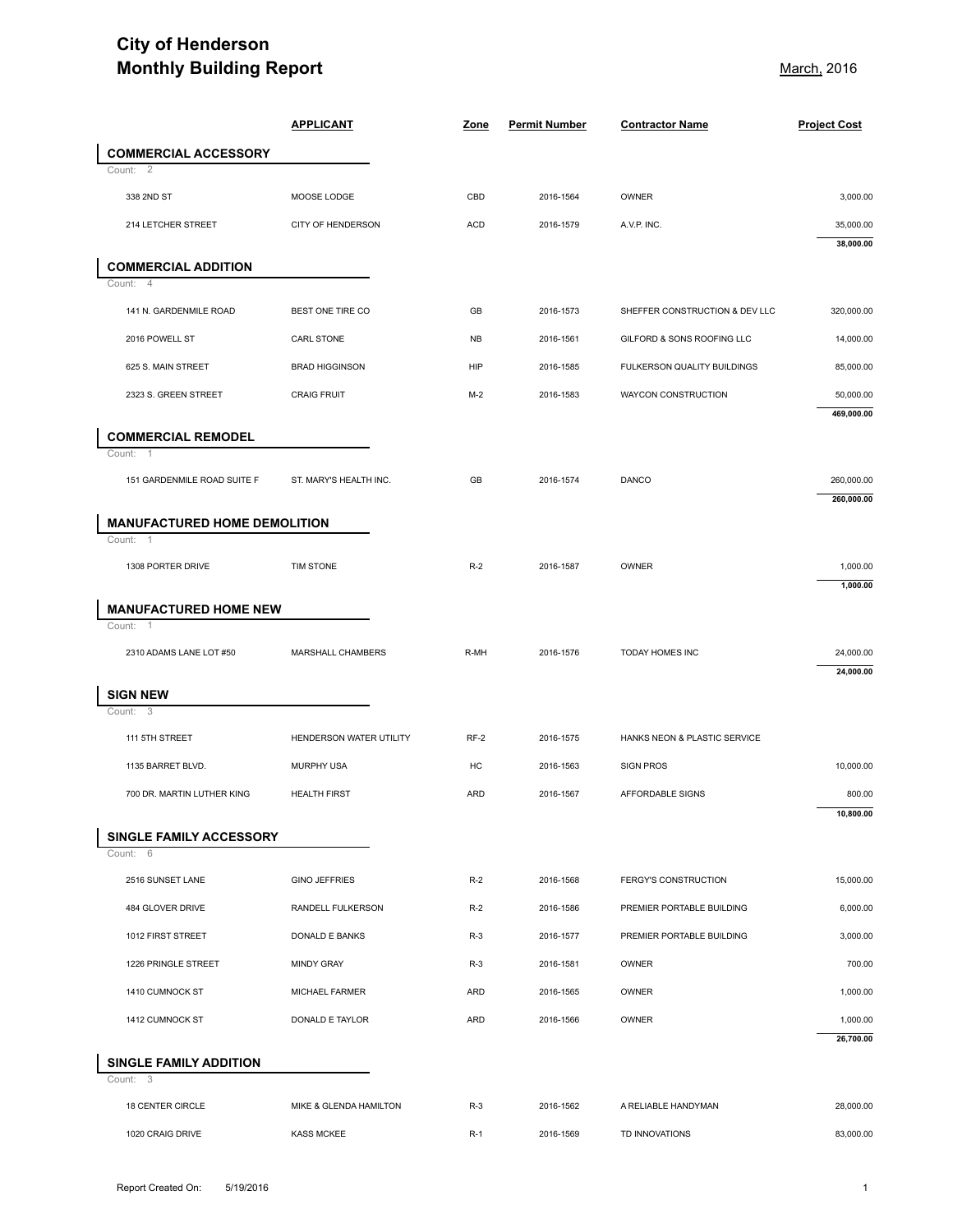# City of Henderson
# Monthly Building Report

March, 2016

| | APPLICANT | Zone | Permit Number | Contractor Name | Project Cost |
|---|---|---|---|---|---|
| **COMMERCIAL ACCESSORY** | | | | | |
| Count: 2 | | | | | |
| 338 2ND ST | MOOSE LODGE | CBD | 2016-1564 | OWNER | 3,000.00 |
| 214 LETCHER STREET | CITY OF HENDERSON | ACD | 2016-1579 | A.V.P. INC. | 35,000.00 |
| | | | | | **38,000.00** |
| **COMMERCIAL ADDITION** | | | | | |
| Count: 4 | | | | | |
| 141 N. GARDENMILE ROAD | BEST ONE TIRE CO | GB | 2016-1573 | SHEFFER CONSTRUCTION & DEV LLC | 320,000.00 |
| 2016 POWELL ST | CARL STONE | NB | 2016-1561 | GILFORD & SONS ROOFING LLC | 14,000.00 |
| 625 S. MAIN STREET | BRAD HIGGINSON | HIP | 2016-1585 | FULKERSON QUALITY BUILDINGS | 85,000.00 |
| 2323 S. GREEN STREET | CRAIG FRUIT | M-2 | 2016-1583 | WAYCON CONSTRUCTION | 50,000.00 |
| | | | | | **469,000.00** |
| **COMMERCIAL REMODEL** | | | | | |
| Count: 1 | | | | | |
| 151 GARDENMILE ROAD SUITE F | ST. MARY'S HEALTH INC. | GB | 2016-1574 | DANCO | 260,000.00 |
| | | | | | **260,000.00** |
| **MANUFACTURED HOME DEMOLITION** | | | | | |
| Count: 1 | | | | | |
| 1308 PORTER DRIVE | TIM STONE | R-2 | 2016-1587 | OWNER | 1,000.00 |
| | | | | | **1,000.00** |
| **MANUFACTURED HOME NEW** | | | | | |
| Count: 1 | | | | | |
| 2310 ADAMS LANE LOT #50 | MARSHALL CHAMBERS | R-MH | 2016-1576 | TODAY HOMES INC | 24,000.00 |
| | | | | | **24,000.00** |
| **SIGN NEW** | | | | | |
| Count: 3 | | | | | |
| 111 5TH STREET | HENDERSON WATER UTILITY | RF-2 | 2016-1575 | HANKS NEON & PLASTIC SERVICE | |
| 1135 BARRET BLVD. | MURPHY USA | HC | 2016-1563 | SIGN PROS | 10,000.00 |
| 700 DR. MARTIN LUTHER KING | HEALTH FIRST | ARD | 2016-1567 | AFFORDABLE SIGNS | 800.00 |
| | | | | | **10,800.00** |
| **SINGLE FAMILY ACCESSORY** | | | | | |
| Count: 6 | | | | | |
| 2516 SUNSET LANE | GINO JEFFRIES | R-2 | 2016-1568 | FERGY'S CONSTRUCTION | 15,000.00 |
| 484 GLOVER DRIVE | RANDELL FULKERSON | R-2 | 2016-1586 | PREMIER PORTABLE BUILDING | 6,000.00 |
| 1012 FIRST STREET | DONALD E BANKS | R-3 | 2016-1577 | PREMIER PORTABLE BUILDING | 3,000.00 |
| 1226 PRINGLE STREET | MINDY GRAY | R-3 | 2016-1581 | OWNER | 700.00 |
| 1410 CUMNOCK ST | MICHAEL FARMER | ARD | 2016-1565 | OWNER | 1,000.00 |
| 1412 CUMNOCK ST | DONALD E TAYLOR | ARD | 2016-1566 | OWNER | 1,000.00 |
| | | | | | **26,700.00** |
| **SINGLE FAMILY ADDITION** | | | | | |
| Count: 3 | | | | | |
| 18 CENTER CIRCLE | MIKE & GLENDA HAMILTON | R-3 | 2016-1562 | A RELIABLE HANDYMAN | 28,000.00 |
| 1020 CRAIG DRIVE | KASS MCKEE | R-1 | 2016-1569 | TD INNOVATIONS | 83,000.00 |

Report Created On: 5/19/2016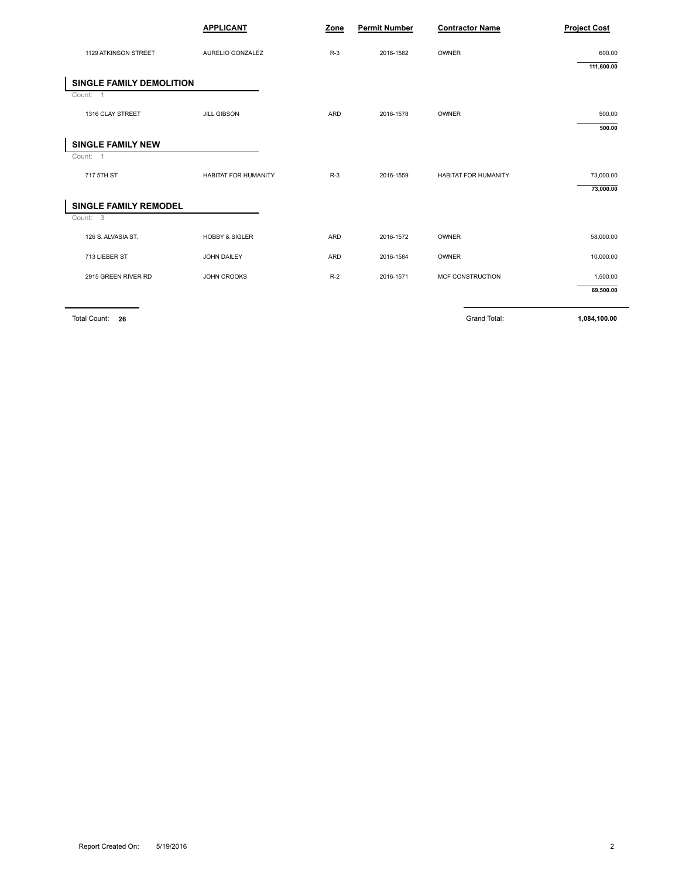| | APPLICANT | Zone | Permit Number | Contractor Name | Project Cost |
|---|---|---|---|---|---|
| 1129 ATKINSON STREET | AURELIO GONZALEZ | R-3 | 2016-1582 | OWNER | 600.00 |
| | | | | | **111,600.00** |

## SINGLE FAMILY DEMOLITION

Count: 1

| | | | | | |
|---|---|---|---|---|---|
| 1316 CLAY STREET | JILL GIBSON | ARD | 2016-1578 | OWNER | 500.00 |
| | | | | | **500.00** |

## SINGLE FAMILY NEW

Count: 1

| | | | | | |
|---|---|---|---|---|---|
| 717 5TH ST | HABITAT FOR HUMANITY | R-3 | 2016-1559 | HABITAT FOR HUMANITY | 73,000.00 |
| | | | | | **73,000.00** |

## SINGLE FAMILY REMODEL

Count: 3

| | | | | | |
|---|---|---|---|---|---|
| 126 S. ALVASIA ST. | HOBBY & SIGLER | ARD | 2016-1572 | OWNER | 58,000.00 |
| 713 LIEBER ST | JOHN DAILEY | ARD | 2016-1584 | OWNER | 10,000.00 |
| 2915 GREEN RIVER RD | JOHN CROOKS | R-2 | 2016-1571 | MCF CONSTRUCTION | 1,500.00 |
| | | | | | **69,500.00** |

Total Count: **26**

Grand Total: **1,084,100.00**

Report Created On: 5/19/2016